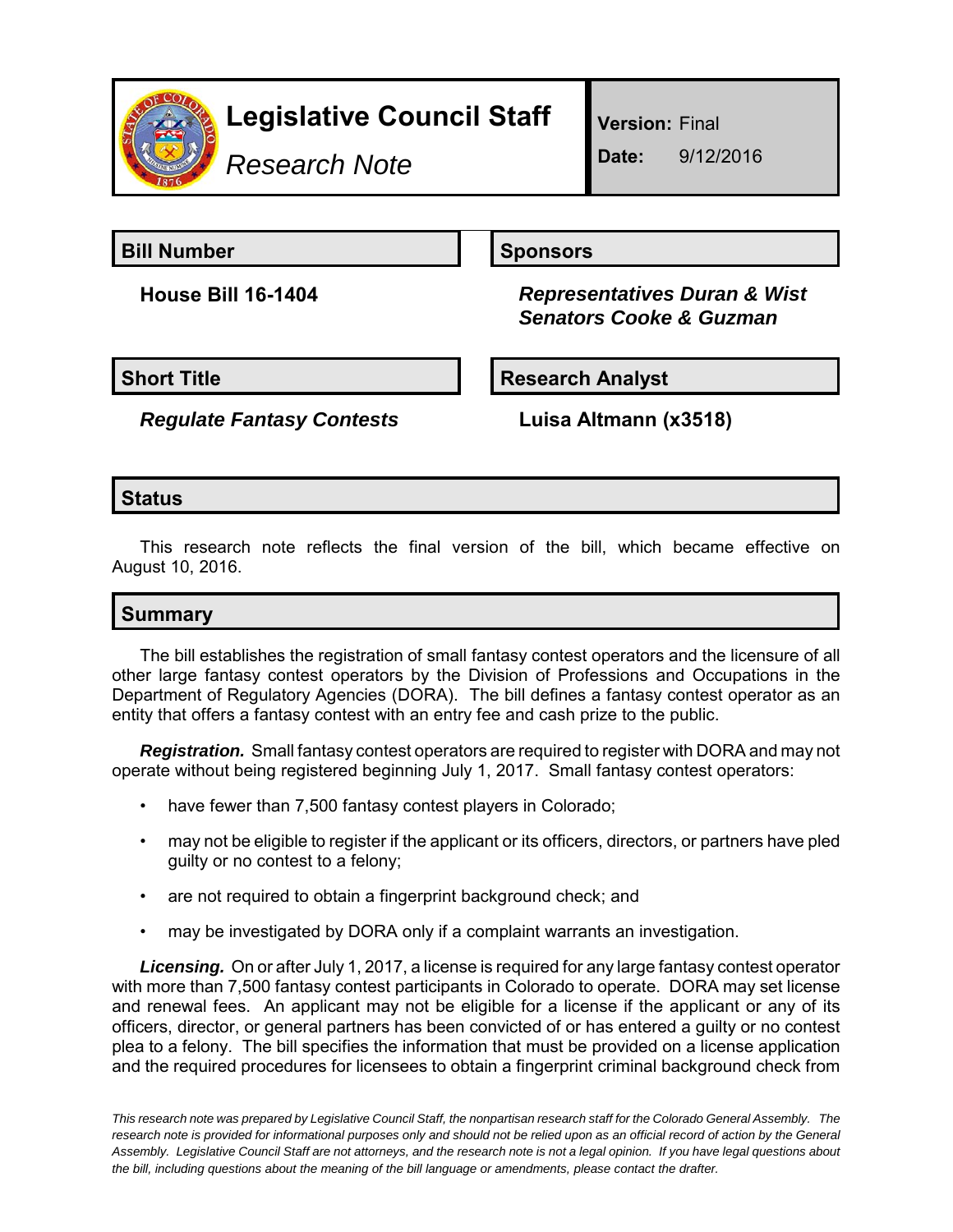# Legislative Council Staff

*Research Note*

**Version:** Final

**Date:** 9/12/2016

## Bill Number

**House Bill 16-1404**

## Sponsors

***Representatives Duran & Wist***
***Senators Cooke & Guzman***

## Short Title

***Regulate Fantasy Contests***

## Research Analyst

**Luisa Altmann (x3518)**

## Status

This research note reflects the final version of the bill, which became effective on August 10, 2016.

## Summary

The bill establishes the registration of small fantasy contest operators and the licensure of all other large fantasy contest operators by the Division of Professions and Occupations in the Department of Regulatory Agencies (DORA). The bill defines a fantasy contest operator as an entity that offers a fantasy contest with an entry fee and cash prize to the public.

***Registration.*** Small fantasy contest operators are required to register with DORA and may not operate without being registered beginning July 1, 2017. Small fantasy contest operators:

- have fewer than 7,500 fantasy contest players in Colorado;
- may not be eligible to register if the applicant or its officers, directors, or partners have pled guilty or no contest to a felony;
- are not required to obtain a fingerprint background check; and
- may be investigated by DORA only if a complaint warrants an investigation.

***Licensing.*** On or after July 1, 2017, a license is required for any large fantasy contest operator with more than 7,500 fantasy contest participants in Colorado to operate. DORA may set license and renewal fees. An applicant may not be eligible for a license if the applicant or any of its officers, director, or general partners has been convicted of or has entered a guilty or no contest plea to a felony. The bill specifies the information that must be provided on a license application and the required procedures for licensees to obtain a fingerprint criminal background check from

*This research note was prepared by Legislative Council Staff, the nonpartisan research staff for the Colorado General Assembly. The research note is provided for informational purposes only and should not be relied upon as an official record of action by the General Assembly. Legislative Council Staff are not attorneys, and the research note is not a legal opinion. If you have legal questions about the bill, including questions about the meaning of the bill language or amendments, please contact the drafter.*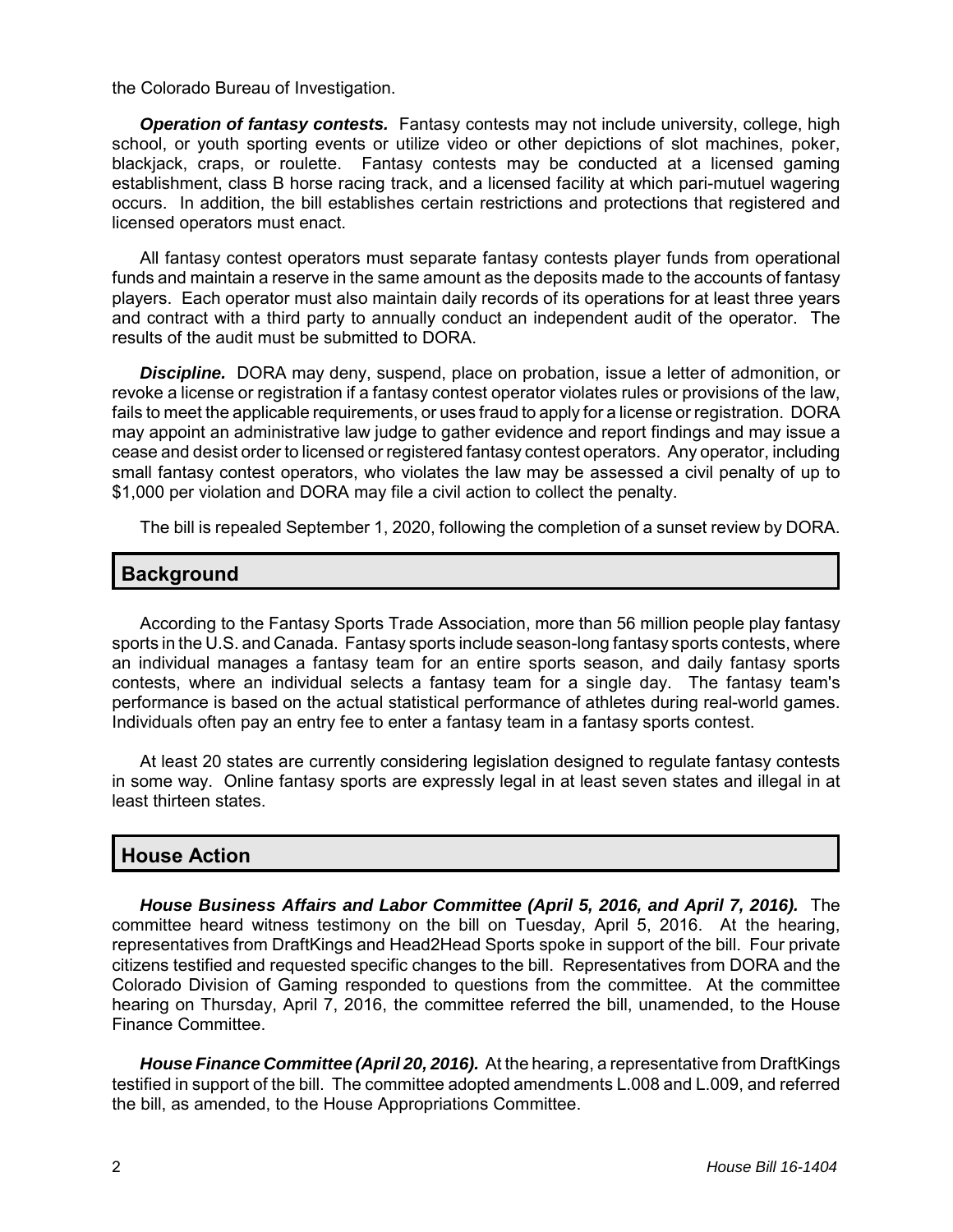the Colorado Bureau of Investigation.

***Operation of fantasy contests.*** Fantasy contests may not include university, college, high school, or youth sporting events or utilize video or other depictions of slot machines, poker, blackjack, craps, or roulette. Fantasy contests may be conducted at a licensed gaming establishment, class B horse racing track, and a licensed facility at which pari-mutuel wagering occurs. In addition, the bill establishes certain restrictions and protections that registered and licensed operators must enact.

All fantasy contest operators must separate fantasy contests player funds from operational funds and maintain a reserve in the same amount as the deposits made to the accounts of fantasy players. Each operator must also maintain daily records of its operations for at least three years and contract with a third party to annually conduct an independent audit of the operator. The results of the audit must be submitted to DORA.

***Discipline.*** DORA may deny, suspend, place on probation, issue a letter of admonition, or revoke a license or registration if a fantasy contest operator violates rules or provisions of the law, fails to meet the applicable requirements, or uses fraud to apply for a license or registration. DORA may appoint an administrative law judge to gather evidence and report findings and may issue a cease and desist order to licensed or registered fantasy contest operators. Any operator, including small fantasy contest operators, who violates the law may be assessed a civil penalty of up to $1,000 per violation and DORA may file a civil action to collect the penalty.

The bill is repealed September 1, 2020, following the completion of a sunset review by DORA.

## Background

According to the Fantasy Sports Trade Association, more than 56 million people play fantasy sports in the U.S. and Canada. Fantasy sports include season-long fantasy sports contests, where an individual manages a fantasy team for an entire sports season, and daily fantasy sports contests, where an individual selects a fantasy team for a single day. The fantasy team's performance is based on the actual statistical performance of athletes during real-world games. Individuals often pay an entry fee to enter a fantasy team in a fantasy sports contest.

At least 20 states are currently considering legislation designed to regulate fantasy contests in some way. Online fantasy sports are expressly legal in at least seven states and illegal in at least thirteen states.

## House Action

***House Business Affairs and Labor Committee (April 5, 2016, and April 7, 2016).*** The committee heard witness testimony on the bill on Tuesday, April 5, 2016. At the hearing, representatives from DraftKings and Head2Head Sports spoke in support of the bill. Four private citizens testified and requested specific changes to the bill. Representatives from DORA and the Colorado Division of Gaming responded to questions from the committee. At the committee hearing on Thursday, April 7, 2016, the committee referred the bill, unamended, to the House Finance Committee.

***House Finance Committee (April 20, 2016).*** At the hearing, a representative from DraftKings testified in support of the bill. The committee adopted amendments L.008 and L.009, and referred the bill, as amended, to the House Appropriations Committee.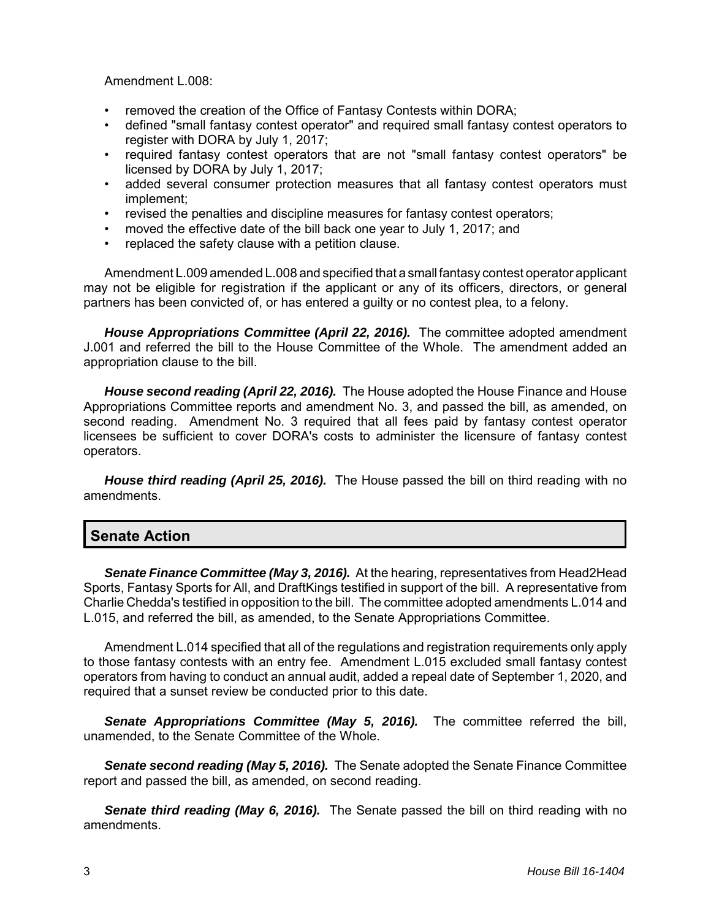Amendment L.008:

- removed the creation of the Office of Fantasy Contests within DORA;
- defined "small fantasy contest operator" and required small fantasy contest operators to register with DORA by July 1, 2017;
- required fantasy contest operators that are not "small fantasy contest operators" be licensed by DORA by July 1, 2017;
- added several consumer protection measures that all fantasy contest operators must implement;
- revised the penalties and discipline measures for fantasy contest operators;
- moved the effective date of the bill back one year to July 1, 2017; and
- replaced the safety clause with a petition clause.

Amendment L.009 amended L.008 and specified that a small fantasy contest operator applicant may not be eligible for registration if the applicant or any of its officers, directors, or general partners has been convicted of, or has entered a guilty or no contest plea, to a felony.

***House Appropriations Committee (April 22, 2016).*** The committee adopted amendment J.001 and referred the bill to the House Committee of the Whole. The amendment added an appropriation clause to the bill.

***House second reading (April 22, 2016).*** The House adopted the House Finance and House Appropriations Committee reports and amendment No. 3, and passed the bill, as amended, on second reading. Amendment No. 3 required that all fees paid by fantasy contest operator licensees be sufficient to cover DORA's costs to administer the licensure of fantasy contest operators.

***House third reading (April 25, 2016).*** The House passed the bill on third reading with no amendments.

## Senate Action

***Senate Finance Committee (May 3, 2016).*** At the hearing, representatives from Head2Head Sports, Fantasy Sports for All, and DraftKings testified in support of the bill. A representative from Charlie Chedda's testified in opposition to the bill. The committee adopted amendments L.014 and L.015, and referred the bill, as amended, to the Senate Appropriations Committee.

Amendment L.014 specified that all of the regulations and registration requirements only apply to those fantasy contests with an entry fee. Amendment L.015 excluded small fantasy contest operators from having to conduct an annual audit, added a repeal date of September 1, 2020, and required that a sunset review be conducted prior to this date.

***Senate Appropriations Committee (May 5, 2016).*** The committee referred the bill, unamended, to the Senate Committee of the Whole.

***Senate second reading (May 5, 2016).*** The Senate adopted the Senate Finance Committee report and passed the bill, as amended, on second reading.

***Senate third reading (May 6, 2016).*** The Senate passed the bill on third reading with no amendments.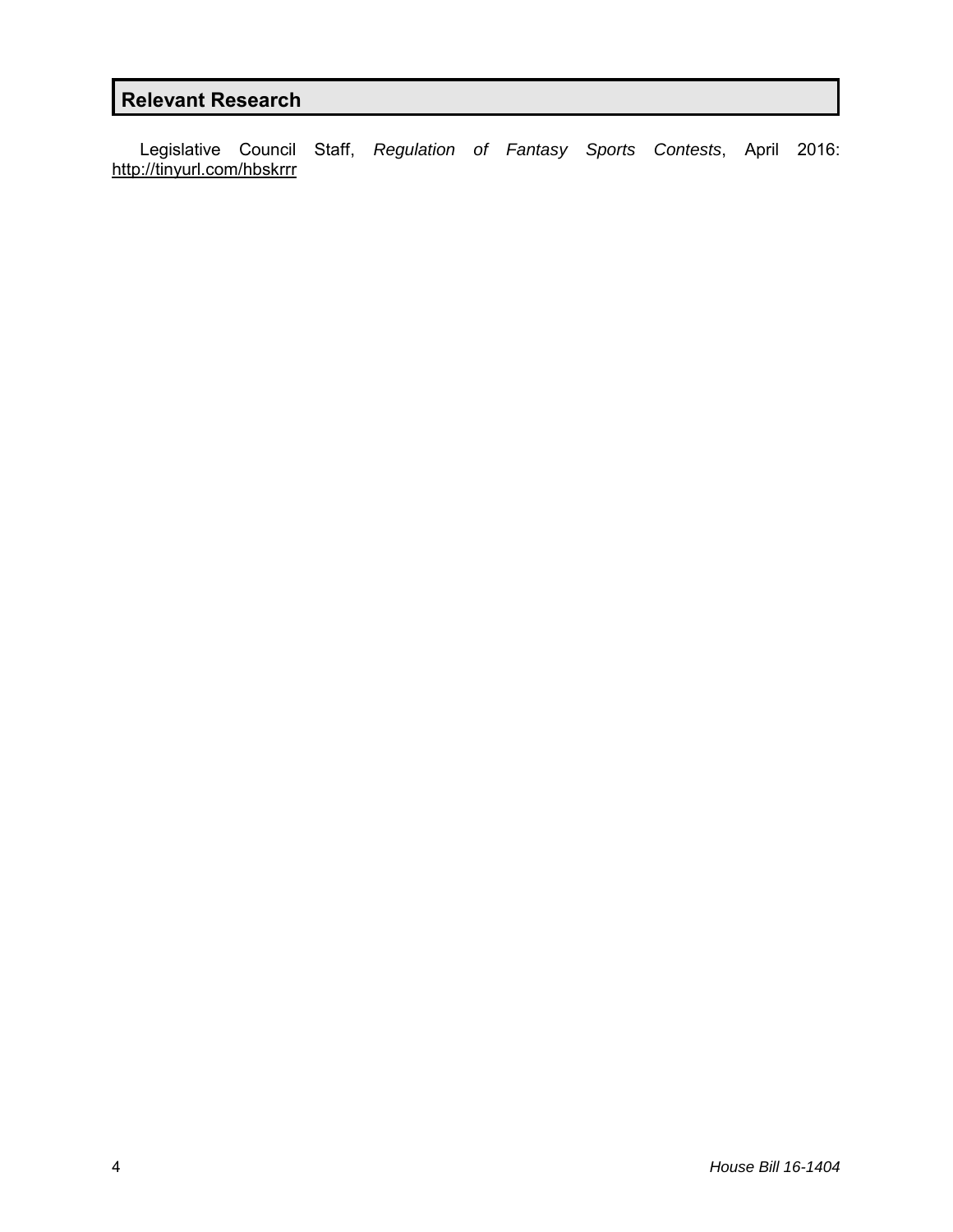## Relevant Research

Legislative Council Staff, *Regulation of Fantasy Sports Contests*, April 2016: http://tinyurl.com/hbskrrr